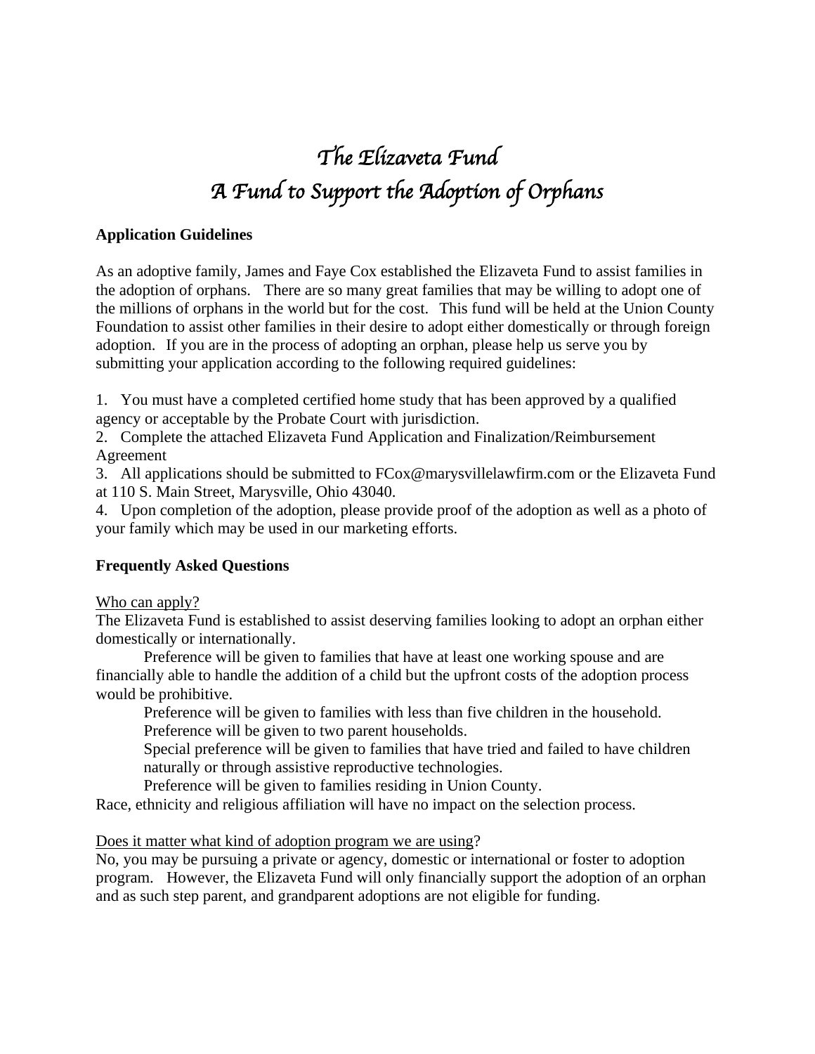# *The Elizaveta Fund*
# *A Fund to Support the Adoption of Orphans*

**Application Guidelines**

As an adoptive family, James and Faye Cox established the Elizaveta Fund to assist families in the adoption of orphans. There are so many great families that may be willing to adopt one of the millions of orphans in the world but for the cost. This fund will be held at the Union County Foundation to assist other families in their desire to adopt either domestically or through foreign adoption. If you are in the process of adopting an orphan, please help us serve you by submitting your application according to the following required guidelines:

1. You must have a completed certified home study that has been approved by a qualified agency or acceptable by the Probate Court with jurisdiction.
2. Complete the attached Elizaveta Fund Application and Finalization/Reimbursement Agreement
3. All applications should be submitted to FCox@marysvillelawfirm.com or the Elizaveta Fund at 110 S. Main Street, Marysville, Ohio 43040.
4. Upon completion of the adoption, please provide proof of the adoption as well as a photo of your family which may be used in our marketing efforts.

**Frequently Asked Questions**

<u>Who can apply?</u>
The Elizaveta Fund is established to assist deserving families looking to adopt an orphan either domestically or internationally.

Preference will be given to families that have at least one working spouse and are financially able to handle the addition of a child but the upfront costs of the adoption process would be prohibitive.

Preference will be given to families with less than five children in the household.

Preference will be given to two parent households.

Special preference will be given to families that have tried and failed to have children naturally or through assistive reproductive technologies.

Preference will be given to families residing in Union County.

Race, ethnicity and religious affiliation will have no impact on the selection process.

<u>Does it matter what kind of adoption program we are using</u>?
No, you may be pursuing a private or agency, domestic or international or foster to adoption program. However, the Elizaveta Fund will only financially support the adoption of an orphan and as such step parent, and grandparent adoptions are not eligible for funding.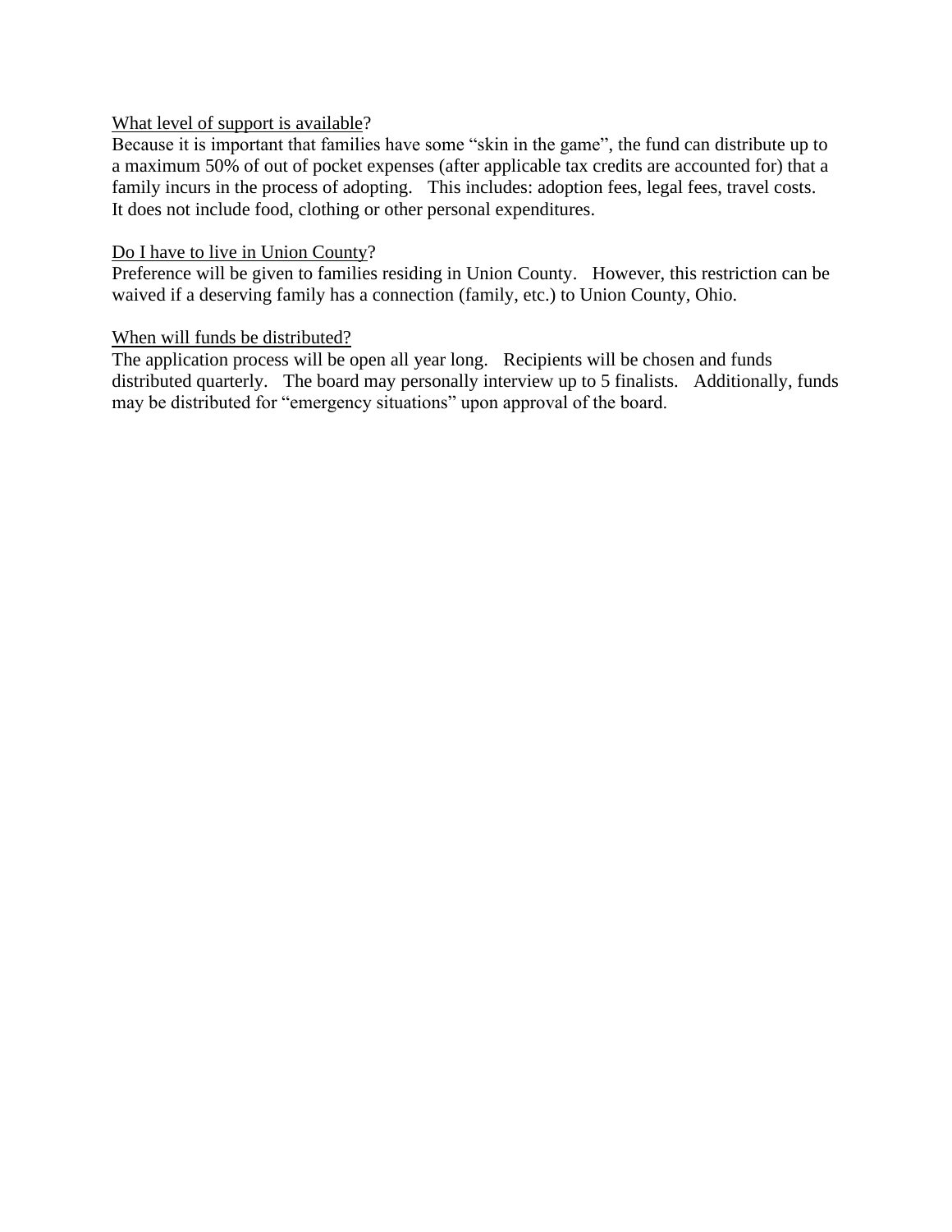<u>What level of support is available</u>?

Because it is important that families have some "skin in the game", the fund can distribute up to a maximum 50% of out of pocket expenses (after applicable tax credits are accounted for) that a family incurs in the process of adopting. This includes: adoption fees, legal fees, travel costs. It does not include food, clothing or other personal expenditures.

<u>Do I have to live in Union County</u>?

Preference will be given to families residing in Union County. However, this restriction can be waived if a deserving family has a connection (family, etc.) to Union County, Ohio.

<u>When will funds be distributed?</u>

The application process will be open all year long. Recipients will be chosen and funds distributed quarterly. The board may personally interview up to 5 finalists. Additionally, funds may be distributed for "emergency situations" upon approval of the board.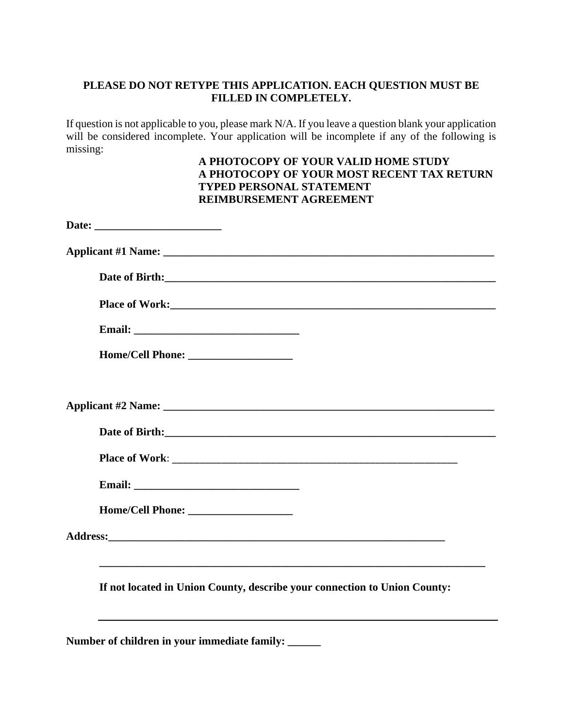**PLEASE DO NOT RETYPE THIS APPLICATION. EACH QUESTION MUST BE FILLED IN COMPLETELY.**

If question is not applicable to you, please mark N/A. If you leave a question blank your application will be considered incomplete. Your application will be incomplete if any of the following is missing:

**A PHOTOCOPY OF YOUR VALID HOME STUDY**
**A PHOTOCOPY OF YOUR MOST RECENT TAX RETURN**
**TYPED PERSONAL STATEMENT**
**REIMBURSEMENT AGREEMENT**

**Date: _______________________**

**Applicant #1 Name: ____________________________________________________________**

**Date of Birth:_____________________________________________________________**

**Place of Work:____________________________________________________________**

**Email: ______________________________**

**Home/Cell Phone: ___________________**

**Applicant #2 Name: ____________________________________________________________**

**Date of Birth:_____________________________________________________________**

**Place of Work**: ____________________________________________________

**Email: ______________________________**

**Home/Cell Phone: ___________________**

**Address:_____________________________________________________________**

**______________________________________________________________________**

**If not located in Union County, describe your connection to Union County:**

______________________________________________________________________

**Number of children in your immediate family: ______**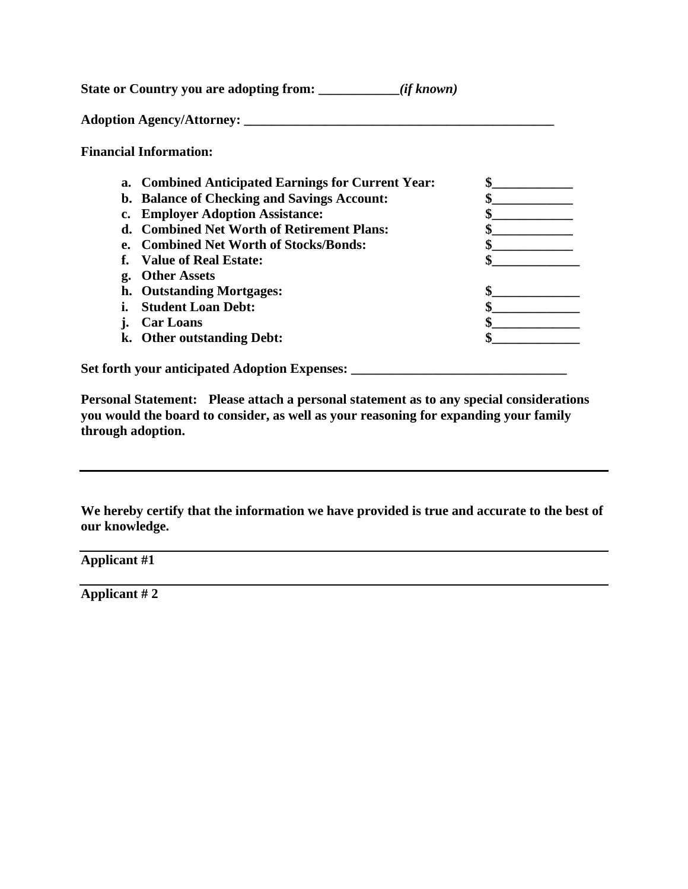**State or Country you are adopting from: \_\_\_\_\_\_\_\_\_\_\_\_*(if known)***

**Adoption Agency/Attorney: \_\_\_\_\_\_\_\_\_\_\_\_\_\_\_\_\_\_\_\_\_\_\_\_\_\_\_\_\_\_\_\_\_\_\_\_\_\_\_\_\_\_\_\_\_\_\_\_**

**Financial Information:**

| | |
|---|---|
| **a. Combined Anticipated Earnings for Current Year:** | **$\_\_\_\_\_\_\_\_\_\_\_\_** |
| **b. Balance of Checking and Savings Account:** | **$\_\_\_\_\_\_\_\_\_\_\_\_** |
| **c. Employer Adoption Assistance:** | **$\_\_\_\_\_\_\_\_\_\_\_\_** |
| **d. Combined Net Worth of Retirement Plans:** | **$\_\_\_\_\_\_\_\_\_\_\_\_** |
| **e. Combined Net Worth of Stocks/Bonds:** | **$\_\_\_\_\_\_\_\_\_\_\_\_** |
| **f. Value of Real Estate:** | **$\_\_\_\_\_\_\_\_\_\_\_\_\_** |
| **g. Other Assets** | |
| **h. Outstanding Mortgages:** | **$\_\_\_\_\_\_\_\_\_\_\_\_\_** |
| **i. Student Loan Debt:** | **$\_\_\_\_\_\_\_\_\_\_\_\_\_** |
| **j. Car Loans** | **$\_\_\_\_\_\_\_\_\_\_\_\_\_** |
| **k. Other outstanding Debt:** | **$\_\_\_\_\_\_\_\_\_\_\_\_\_** |

**Set forth your anticipated Adoption Expenses: \_\_\_\_\_\_\_\_\_\_\_\_\_\_\_\_\_\_\_\_\_\_\_\_\_\_\_\_\_\_\_\_**

**Personal Statement: Please attach a personal statement as to any special considerations you would the board to consider, as well as your reasoning for expanding your family through adoption.**

---

**We hereby certify that the information we have provided is true and accurate to the best of our knowledge.**

\_\_\_\_\_\_\_\_\_\_\_\_\_\_\_\_\_\_\_\_\_\_\_\_\_\_\_\_\_\_\_\_\_\_\_\_\_\_\_\_\_\_\_\_\_\_\_\_

**Applicant #1**

\_\_\_\_\_\_\_\_\_\_\_\_\_\_\_\_\_\_\_\_\_\_\_\_\_\_\_\_\_\_\_\_\_\_\_\_\_\_\_\_\_\_\_\_\_\_\_\_

**Applicant # 2**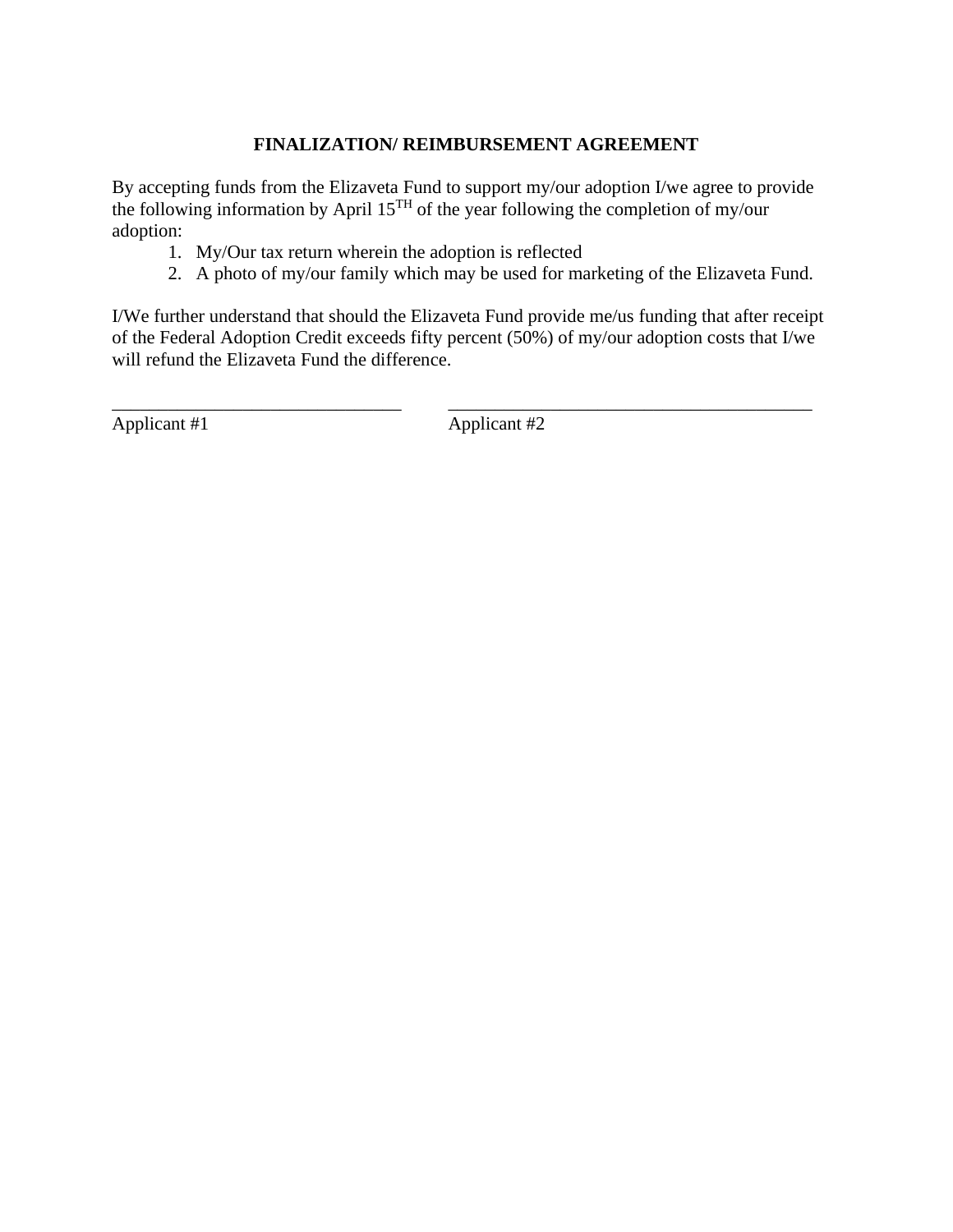# FINALIZATION/ REIMBURSEMENT AGREEMENT

By accepting funds from the Elizaveta Fund to support my/our adoption I/we agree to provide the following information by April 15TH of the year following the completion of my/our adoption:

1. My/Our tax return wherein the adoption is reflected
2. A photo of my/our family which may be used for marketing of the Elizaveta Fund.

I/We further understand that should the Elizaveta Fund provide me/us funding that after receipt of the Federal Adoption Credit exceeds fifty percent (50%) of my/our adoption costs that I/we will refund the Elizaveta Fund the difference.

_______________________________ _______________________________________

Applicant #1 Applicant #2